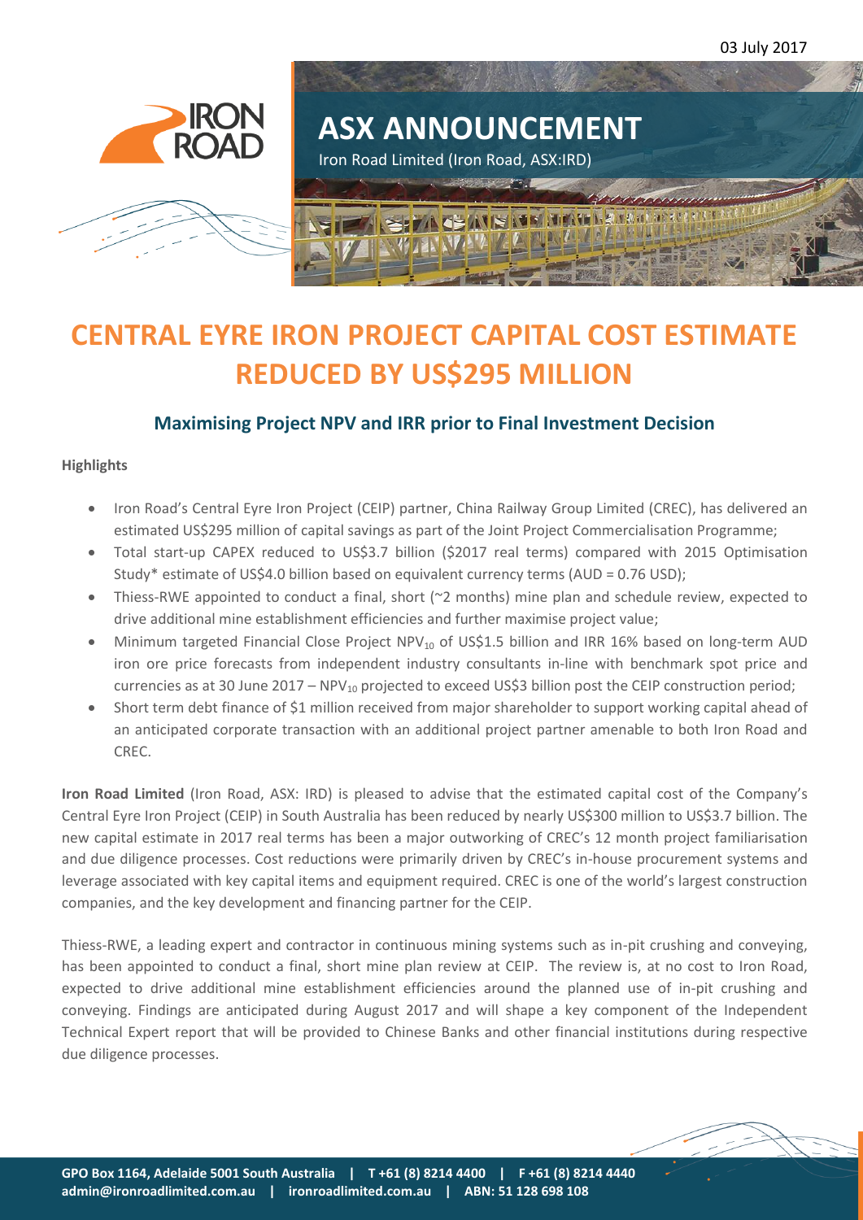03 July 2017

# ASX ANNOUNCEMENT

Iron Road Limited (Iron Road, ASX:IRD)

# CENTRAL EYRE IRON PROJECT CAPITAL COST ESTIMATE REDUCED BY US$295 MILLION

## Maximising Project NPV and IRR prior to Final Investment Decision

**Highlights**

- Iron Road's Central Eyre Iron Project (CEIP) partner, China Railway Group Limited (CREC), has delivered an estimated US$295 million of capital savings as part of the Joint Project Commercialisation Programme;
- Total start-up CAPEX reduced to US$3.7 billion ($2017 real terms) compared with 2015 Optimisation Study* estimate of US$4.0 billion based on equivalent currency terms (AUD = 0.76 USD);
- Thiess-RWE appointed to conduct a final, short (~2 months) mine plan and schedule review, expected to drive additional mine establishment efficiencies and further maximise project value;
- Minimum targeted Financial Close Project $NPV_{10}$ of US$1.5 billion and IRR 16% based on long-term AUD iron ore price forecasts from independent industry consultants in-line with benchmark spot price and currencies as at 30 June 2017 – $NPV_{10}$ projected to exceed US$3 billion post the CEIP construction period;
- Short term debt finance of $1 million received from major shareholder to support working capital ahead of an anticipated corporate transaction with an additional project partner amenable to both Iron Road and CREC.

**Iron Road Limited** (Iron Road, ASX: IRD) is pleased to advise that the estimated capital cost of the Company's Central Eyre Iron Project (CEIP) in South Australia has been reduced by nearly US$300 million to US$3.7 billion. The new capital estimate in 2017 real terms has been a major outworking of CREC's 12 month project familiarisation and due diligence processes. Cost reductions were primarily driven by CREC's in-house procurement systems and leverage associated with key capital items and equipment required. CREC is one of the world's largest construction companies, and the key development and financing partner for the CEIP.

Thiess-RWE, a leading expert and contractor in continuous mining systems such as in-pit crushing and conveying, has been appointed to conduct a final, short mine plan review at CEIP. The review is, at no cost to Iron Road, expected to drive additional mine establishment efficiencies around the planned use of in-pit crushing and conveying. Findings are anticipated during August 2017 and will shape a key component of the Independent Technical Expert report that will be provided to Chinese Banks and other financial institutions during respective due diligence processes.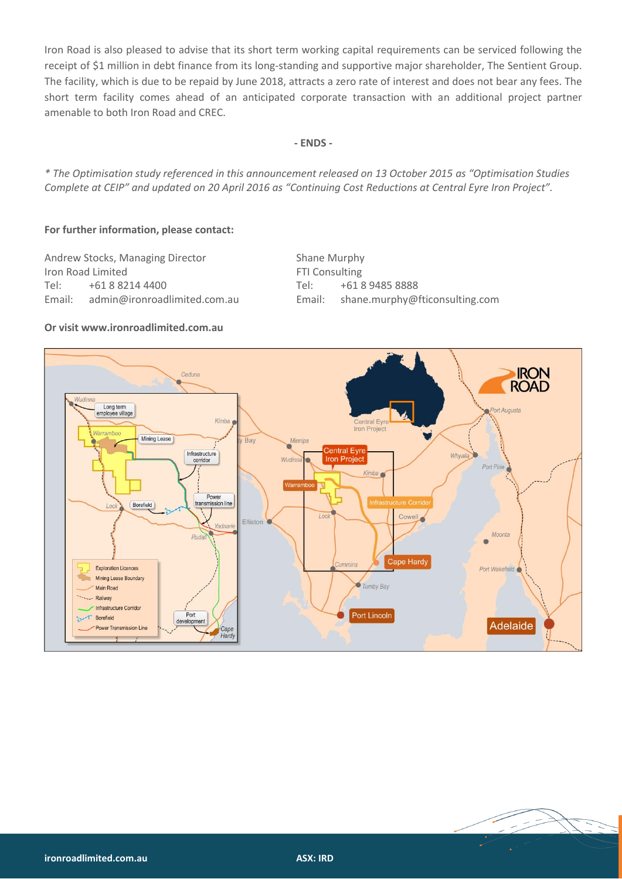Iron Road is also pleased to advise that its short term working capital requirements can be serviced following the receipt of $1 million in debt finance from its long-standing and supportive major shareholder, The Sentient Group. The facility, which is due to be repaid by June 2018, attracts a zero rate of interest and does not bear any fees. The short term facility comes ahead of an anticipated corporate transaction with an additional project partner amenable to both Iron Road and CREC.

**- ENDS -**

*\* The Optimisation study referenced in this announcement released on 13 October 2015 as "Optimisation Studies Complete at CEIP" and updated on 20 April 2016 as "Continuing Cost Reductions at Central Eyre Iron Project".*

**For further information, please contact:**

Andrew Stocks, Managing Director
Iron Road Limited
Tel: +61 8 8214 4400
Email: admin@ironroadlimited.com.au

Shane Murphy
FTI Consulting
Tel: +61 8 9485 8888
Email: shane.murphy@fticonsulting.com

**Or visit www.ironroadlimited.com.au**